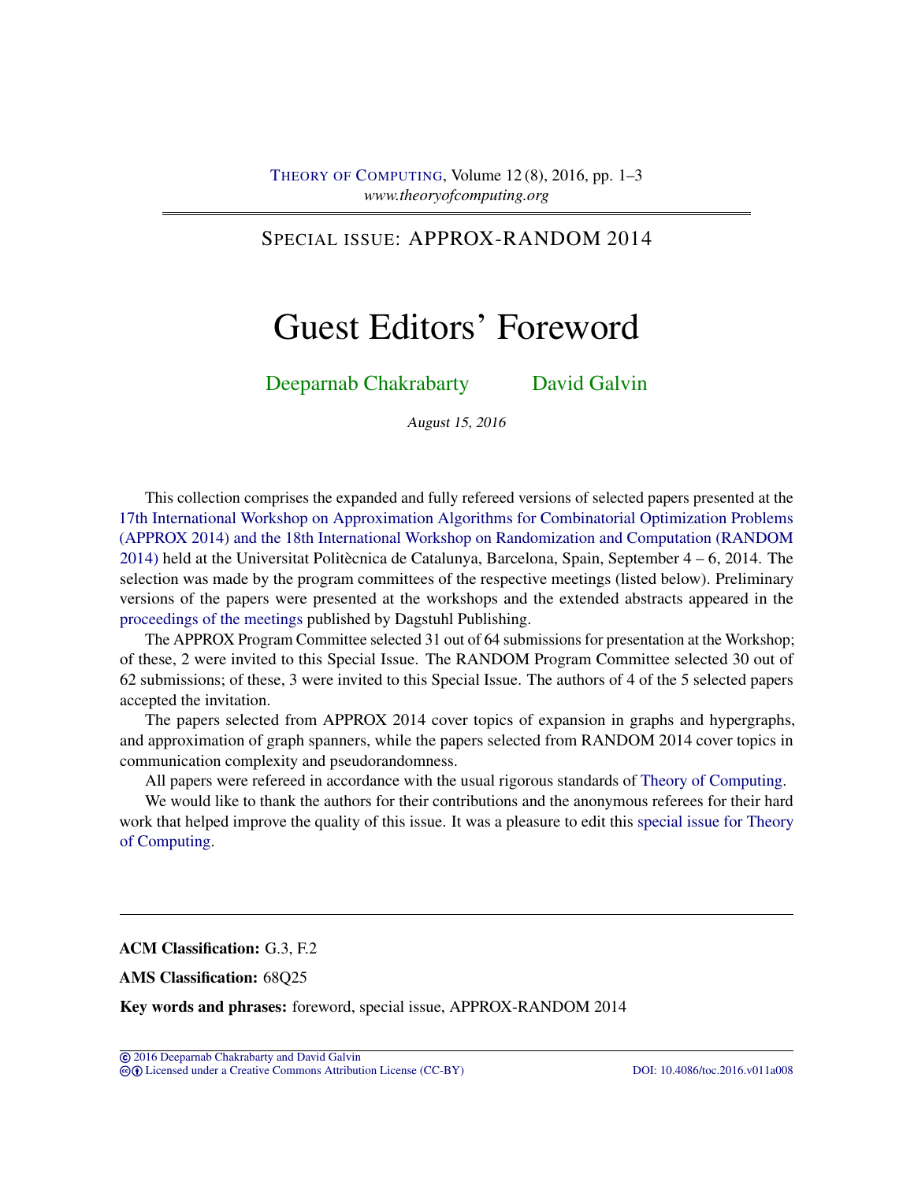SPECIAL ISSUE: APPROX-RANDOM 2014

# Guest Editors' Foreword

Deeparnab Chakrabarty    David Galvin

*August 15, 2016*

This collection comprises the expanded and fully refereed versions of selected papers presented at the 17th International Workshop on Approximation Algorithms for Combinatorial Optimization Problems (APPROX 2014) and the 18th International Workshop on Randomization and Computation (RANDOM 2014) held at the Universitat Politècnica de Catalunya, Barcelona, Spain, September 4 – 6, 2014. The selection was made by the program committees of the respective meetings (listed below). Preliminary versions of the papers were presented at the workshops and the extended abstracts appeared in the proceedings of the meetings published by Dagstuhl Publishing.

The APPROX Program Committee selected 31 out of 64 submissions for presentation at the Workshop; of these, 2 were invited to this Special Issue. The RANDOM Program Committee selected 30 out of 62 submissions; of these, 3 were invited to this Special Issue. The authors of 4 of the 5 selected papers accepted the invitation.

The papers selected from APPROX 2014 cover topics of expansion in graphs and hypergraphs, and approximation of graph spanners, while the papers selected from RANDOM 2014 cover topics in communication complexity and pseudorandomness.

All papers were refereed in accordance with the usual rigorous standards of Theory of Computing.

We would like to thank the authors for their contributions and the anonymous referees for their hard work that helped improve the quality of this issue. It was a pleasure to edit this special issue for Theory of Computing.

---

**ACM Classification:** G.3, F.2

**AMS Classification:** 68Q25

**Key words and phrases:** foreword, special issue, APPROX-RANDOM 2014

© 2016 Deeparnab Chakrabarty and David Galvin
Licensed under a Creative Commons Attribution License (CC-BY)    DOI: 10.4086/toc.2016.v011a008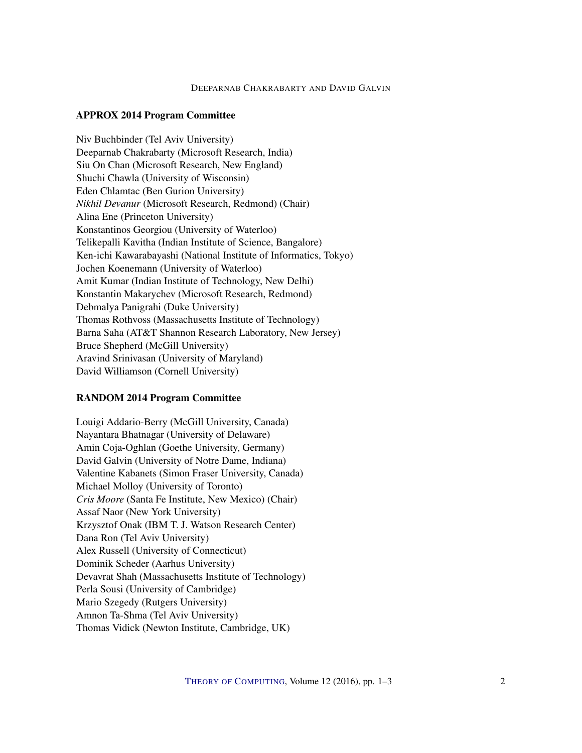**APPROX 2014 Program Committee**

Niv Buchbinder (Tel Aviv University)
Deeparnab Chakrabarty (Microsoft Research, India)
Siu On Chan (Microsoft Research, New England)
Shuchi Chawla (University of Wisconsin)
Eden Chlamtac (Ben Gurion University)
*Nikhil Devanur* (Microsoft Research, Redmond) (Chair)
Alina Ene (Princeton University)
Konstantinos Georgiou (University of Waterloo)
Telikepalli Kavitha (Indian Institute of Science, Bangalore)
Ken-ichi Kawarabayashi (National Institute of Informatics, Tokyo)
Jochen Koenemann (University of Waterloo)
Amit Kumar (Indian Institute of Technology, New Delhi)
Konstantin Makarychev (Microsoft Research, Redmond)
Debmalya Panigrahi (Duke University)
Thomas Rothvoss (Massachusetts Institute of Technology)
Barna Saha (AT&T Shannon Research Laboratory, New Jersey)
Bruce Shepherd (McGill University)
Aravind Srinivasan (University of Maryland)
David Williamson (Cornell University)

**RANDOM 2014 Program Committee**

Louigi Addario-Berry (McGill University, Canada)
Nayantara Bhatnagar (University of Delaware)
Amin Coja-Oghlan (Goethe University, Germany)
David Galvin (University of Notre Dame, Indiana)
Valentine Kabanets (Simon Fraser University, Canada)
Michael Molloy (University of Toronto)
*Cris Moore* (Santa Fe Institute, New Mexico) (Chair)
Assaf Naor (New York University)
Krzysztof Onak (IBM T. J. Watson Research Center)
Dana Ron (Tel Aviv University)
Alex Russell (University of Connecticut)
Dominik Scheder (Aarhus University)
Devavrat Shah (Massachusetts Institute of Technology)
Perla Sousi (University of Cambridge)
Mario Szegedy (Rutgers University)
Amnon Ta-Shma (Tel Aviv University)
Thomas Vidick (Newton Institute, Cambridge, UK)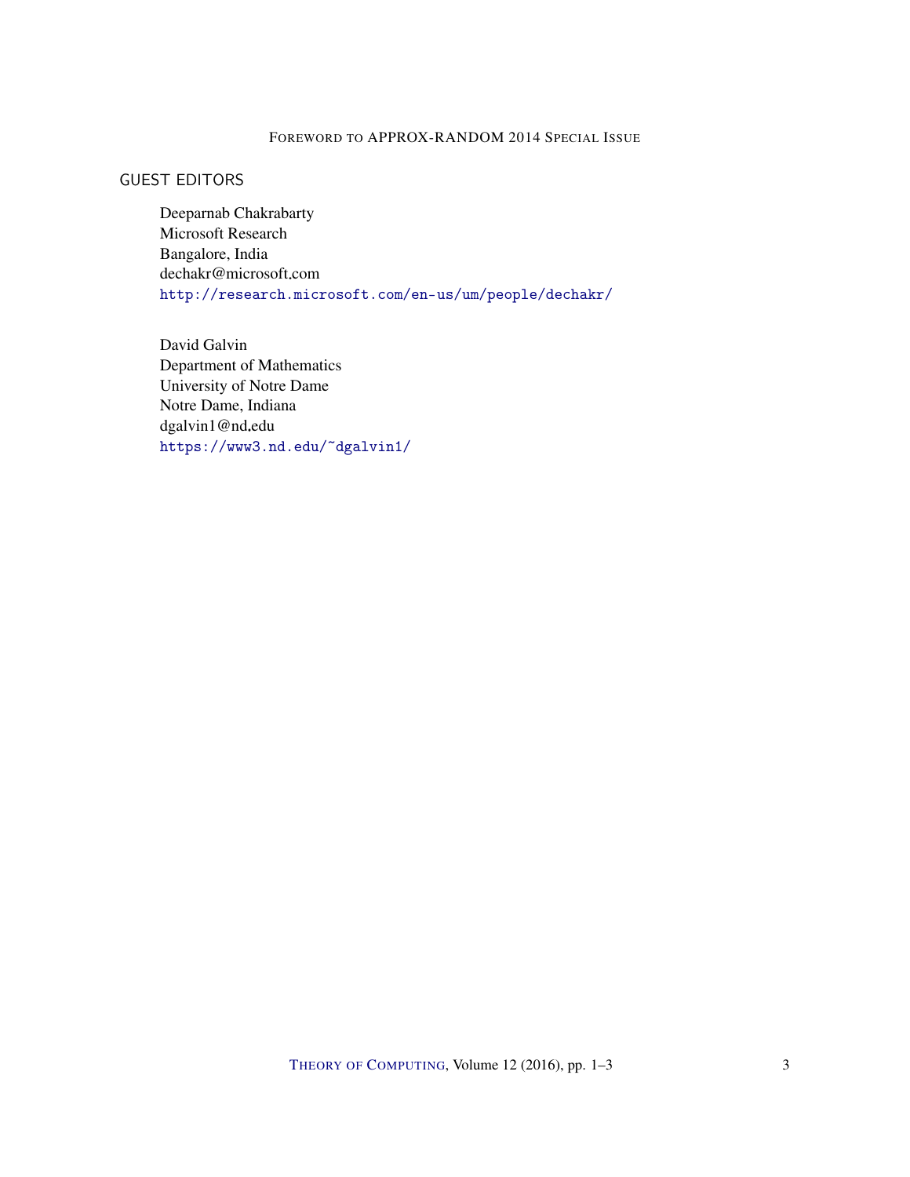## GUEST EDITORS

Deeparnab Chakrabarty
Microsoft Research
Bangalore, India
dechakr@microsoft.com
http://research.microsoft.com/en-us/um/people/dechakr/

David Galvin
Department of Mathematics
University of Notre Dame
Notre Dame, Indiana
dgalvin1@nd.edu
https://www3.nd.edu/~dgalvin1/